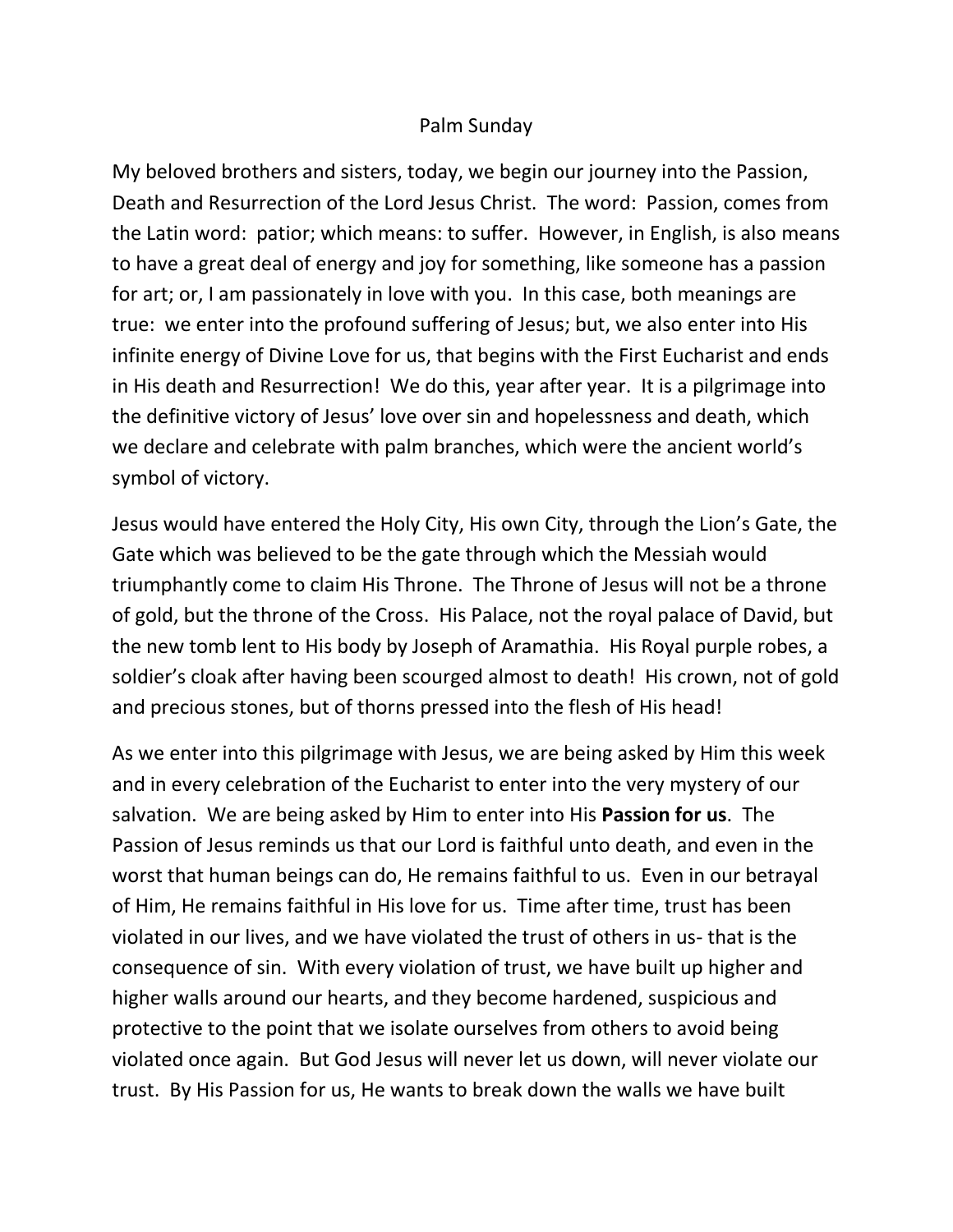# Palm Sunday

My beloved brothers and sisters, today, we begin our journey into the Passion, Death and Resurrection of the Lord Jesus Christ. The word: Passion, comes from the Latin word: patior; which means: to suffer. However, in English, is also means to have a great deal of energy and joy for something, like someone has a passion for art; or, I am passionately in love with you. In this case, both meanings are true: we enter into the profound suffering of Jesus; but, we also enter into His infinite energy of Divine Love for us, that begins with the First Eucharist and ends in His death and Resurrection! We do this, year after year. It is a pilgrimage into the definitive victory of Jesus' love over sin and hopelessness and death, which we declare and celebrate with palm branches, which were the ancient world's symbol of victory.

Jesus would have entered the Holy City, His own City, through the Lion's Gate, the Gate which was believed to be the gate through which the Messiah would triumphantly come to claim His Throne. The Throne of Jesus will not be a throne of gold, but the throne of the Cross. His Palace, not the royal palace of David, but the new tomb lent to His body by Joseph of Aramathia. His Royal purple robes, a soldier's cloak after having been scourged almost to death! His crown, not of gold and precious stones, but of thorns pressed into the flesh of His head!

As we enter into this pilgrimage with Jesus, we are being asked by Him this week and in every celebration of the Eucharist to enter into the very mystery of our salvation. We are being asked by Him to enter into His **Passion for us**. The Passion of Jesus reminds us that our Lord is faithful unto death, and even in the worst that human beings can do, He remains faithful to us. Even in our betrayal of Him, He remains faithful in His love for us. Time after time, trust has been violated in our lives, and we have violated the trust of others in us- that is the consequence of sin. With every violation of trust, we have built up higher and higher walls around our hearts, and they become hardened, suspicious and protective to the point that we isolate ourselves from others to avoid being violated once again. But God Jesus will never let us down, will never violate our trust. By His Passion for us, He wants to break down the walls we have built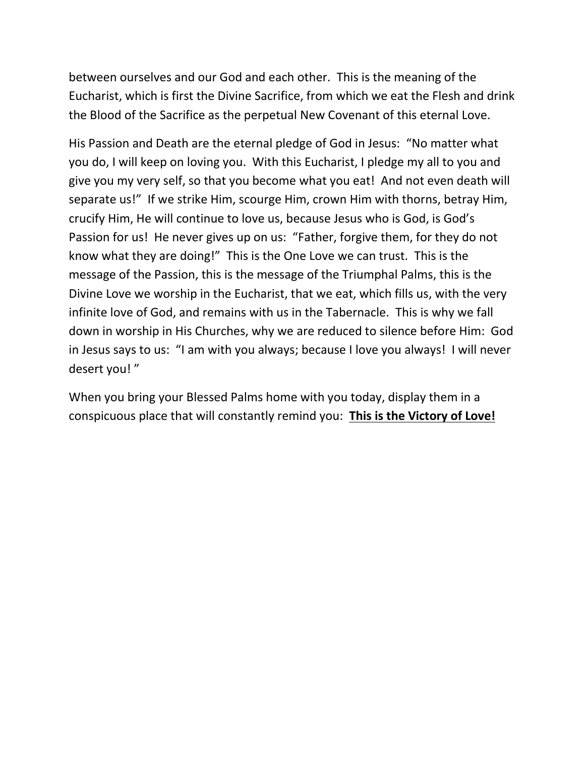between ourselves and our God and each other. This is the meaning of the Eucharist, which is first the Divine Sacrifice, from which we eat the Flesh and drink the Blood of the Sacrifice as the perpetual New Covenant of this eternal Love.

His Passion and Death are the eternal pledge of God in Jesus: "No matter what you do, I will keep on loving you. With this Eucharist, I pledge my all to you and give you my very self, so that you become what you eat! And not even death will separate us!" If we strike Him, scourge Him, crown Him with thorns, betray Him, crucify Him, He will continue to love us, because Jesus who is God, is God's Passion for us! He never gives up on us: "Father, forgive them, for they do not know what they are doing!" This is the One Love we can trust. This is the message of the Passion, this is the message of the Triumphal Palms, this is the Divine Love we worship in the Eucharist, that we eat, which fills us, with the very infinite love of God, and remains with us in the Tabernacle. This is why we fall down in worship in His Churches, why we are reduced to silence before Him: God in Jesus says to us: "I am with you always; because I love you always! I will never desert you! "

When you bring your Blessed Palms home with you today, display them in a conspicuous place that will constantly remind you: **This is the Victory of Love!**